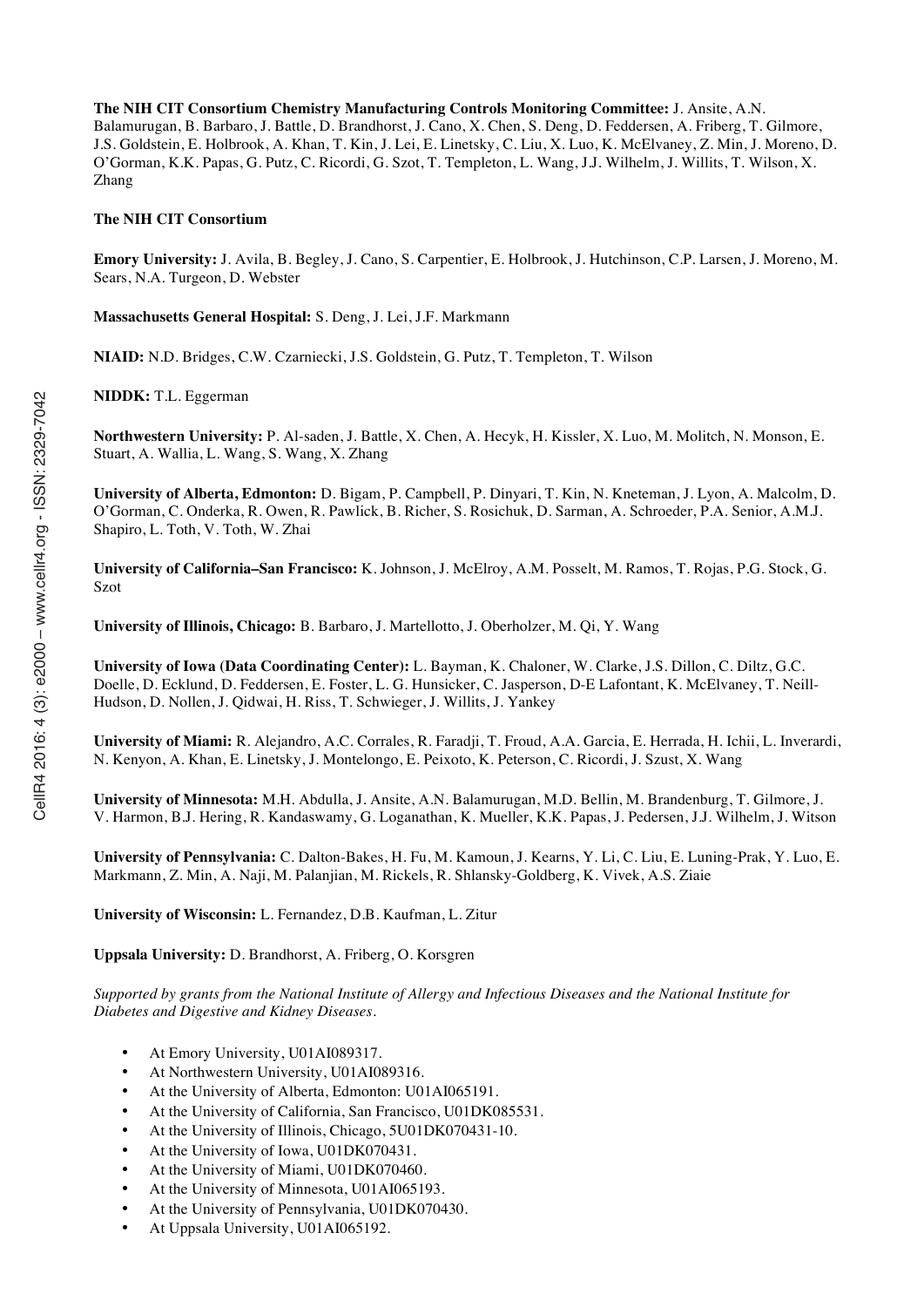**The NIH CIT Consortium Chemistry Manufacturing Controls Monitoring Committee:** J. Ansite, A.N. Balamurugan, B. Barbaro, J. Battle, D. Brandhorst, J. Cano, X. Chen, S. Deng, D. Feddersen, A. Friberg, T. Gilmore, J.S. Goldstein, E. Holbrook, A. Khan, T. Kin, J. Lei, E. Linetsky, C. Liu, X. Luo, K. McElvaney, Z. Min, J. Moreno, D. O'Gorman, K.K. Papas, G. Putz, C. Ricordi, G. Szot, T. Templeton, L. Wang, J.J. Wilhelm, J. Willits, T. Wilson, X. Zhang

**The NIH CIT Consortium**

**Emory University:** J. Avila, B. Begley, J. Cano, S. Carpentier, E. Holbrook, J. Hutchinson, C.P. Larsen, J. Moreno, M. Sears, N.A. Turgeon, D. Webster

**Massachusetts General Hospital:** S. Deng, J. Lei, J.F. Markmann

**NIAID:** N.D. Bridges, C.W. Czarniecki, J.S. Goldstein, G. Putz, T. Templeton, T. Wilson

**NIDDK:** T.L. Eggerman

**Northwestern University:** P. Al-saden, J. Battle, X. Chen, A. Hecyk, H. Kissler, X. Luo, M. Molitch, N. Monson, E. Stuart, A. Wallia, L. Wang, S. Wang, X. Zhang

**University of Alberta, Edmonton:** D. Bigam, P. Campbell, P. Dinyari, T. Kin, N. Kneteman, J. Lyon, A. Malcolm, D. O'Gorman, C. Onderka, R. Owen, R. Pawlick, B. Richer, S. Rosichuk, D. Sarman, A. Schroeder, P.A. Senior, A.M.J. Shapiro, L. Toth, V. Toth, W. Zhai

**University of California–San Francisco:** K. Johnson, J. McElroy, A.M. Posselt, M. Ramos, T. Rojas, P.G. Stock, G. Szot

**University of Illinois, Chicago:** B. Barbaro, J. Martellotto, J. Oberholzer, M. Qi, Y. Wang

**University of Iowa (Data Coordinating Center):** L. Bayman, K. Chaloner, W. Clarke, J.S. Dillon, C. Diltz, G.C. Doelle, D. Ecklund, D. Feddersen, E. Foster, L. G. Hunsicker, C. Jasperson, D-E Lafontant, K. McElvaney, T. Neill-Hudson, D. Nollen, J. Qidwai, H. Riss, T. Schwieger, J. Willits, J. Yankey

**University of Miami:** R. Alejandro, A.C. Corrales, R. Faradji, T. Froud, A.A. Garcia, E. Herrada, H. Ichii, L. Inverardi, N. Kenyon, A. Khan, E. Linetsky, J. Montelongo, E. Peixoto, K. Peterson, C. Ricordi, J. Szust, X. Wang

**University of Minnesota:** M.H. Abdulla, J. Ansite, A.N. Balamurugan, M.D. Bellin, M. Brandenburg, T. Gilmore, J. V. Harmon, B.J. Hering, R. Kandaswamy, G. Loganathan, K. Mueller, K.K. Papas, J. Pedersen, J.J. Wilhelm, J. Witson

**University of Pennsylvania:** C. Dalton-Bakes, H. Fu, M. Kamoun, J. Kearns, Y. Li, C. Liu, E. Luning-Prak, Y. Luo, E. Markmann, Z. Min, A. Naji, M. Palanjian, M. Rickels, R. Shlansky-Goldberg, K. Vivek, A.S. Ziaie

**University of Wisconsin:** L. Fernandez, D.B. Kaufman, L. Zitur

**Uppsala University:** D. Brandhorst, A. Friberg, O. Korsgren

*Supported by grants from the National Institute of Allergy and Infectious Diseases and the National Institute for Diabetes and Digestive and Kidney Diseases.*

- At Emory University, U01AI089317.
- At Northwestern University, U01AI089316.
- At the University of Alberta, Edmonton: U01AI065191.
- At the University of California, San Francisco, U01DK085531.
- At the University of Illinois, Chicago, 5U01DK070431-10.
- At the University of Iowa, U01DK070431.
- At the University of Miami, U01DK070460.
- At the University of Minnesota, U01AI065193.
- At the University of Pennsylvania, U01DK070430.
- At Uppsala University, U01AI065192.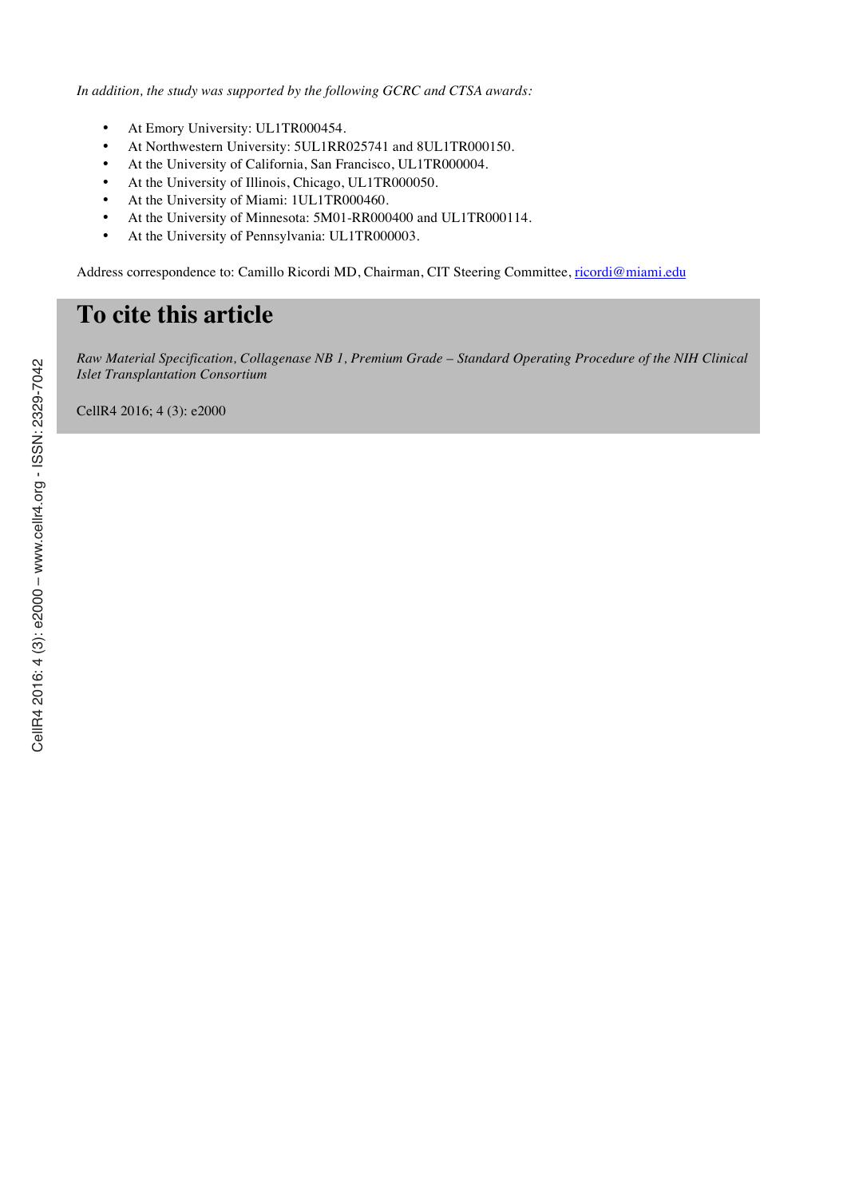*In addition, the study was supported by the following GCRC and CTSA awards:*

- At Emory University: UL1TR000454.
- At Northwestern University: 5UL1RR025741 and 8UL1TR000150.
- At the University of California, San Francisco, UL1TR000004.
- At the University of Illinois, Chicago, UL1TR000050.
- At the University of Miami: 1UL1TR000460.
- At the University of Minnesota: 5M01-RR000400 and UL1TR000114.
- At the University of Pennsylvania: UL1TR000003.

Address correspondence to: Camillo Ricordi MD, Chairman, CIT Steering Committee, ricordi@miami.edu

# To cite this article

*Raw Material Specification, Collagenase NB 1, Premium Grade – Standard Operating Procedure of the NIH Clinical Islet Transplantation Consortium*

CellR4 2016; 4 (3): e2000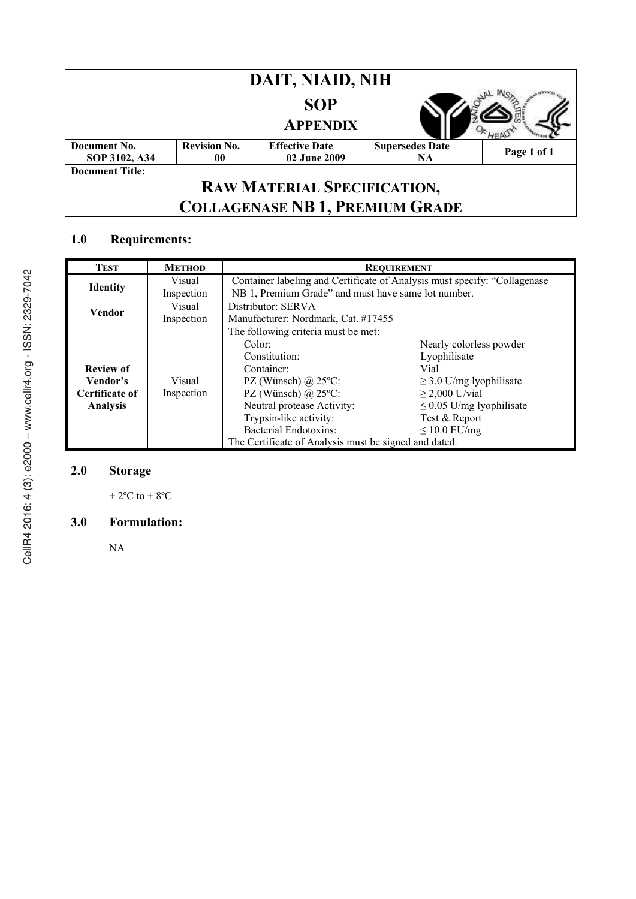| DAIT, NIAID, NIH | | | | |
|---|---|---|---|---|
| | SOP APPENDIX | | | |
| **Document No.** SOP 3102, A34 | **Revision No.** 00 | **Effective Date** 02 June 2009 | **Supersedes Date** NA | **Page 1 of 1** |
| **Document Title:** RAW MATERIAL SPECIFICATION, COLLAGENASE NB 1, PREMIUM GRADE | | | | |

## 1.0 Requirements:

| TEST | METHOD | REQUIREMENT |
|---|---|---|
| **Identity** | Visual Inspection | Container labeling and Certificate of Analysis must specify: "Collagenase NB 1, Premium Grade" and must have same lot number. |
| **Vendor** | Visual Inspection | Distributor: SERVA<br>Manufacturer: Nordmark, Cat. #17455 |
| **Review of Vendor's Certificate of Analysis** | Visual Inspection | The following criteria must be met:<br>Color: Nearly colorless powder<br>Constitution: Lyophilisate<br>Container: Vial<br>PZ (Wünsch) @ 25ºC: ≥ 3.0 U/mg lyophilisate<br>PZ (Wünsch) @ 25ºC: ≥ 2,000 U/vial<br>Neutral protease Activity: ≤ 0.05 U/mg lyophilisate<br>Trypsin-like activity: Test & Report<br>Bacterial Endotoxins: ≤ 10.0 EU/mg<br>The Certificate of Analysis must be signed and dated. |

## 2.0 Storage

+ 2ºC to + 8ºC

## 3.0 Formulation:

NA